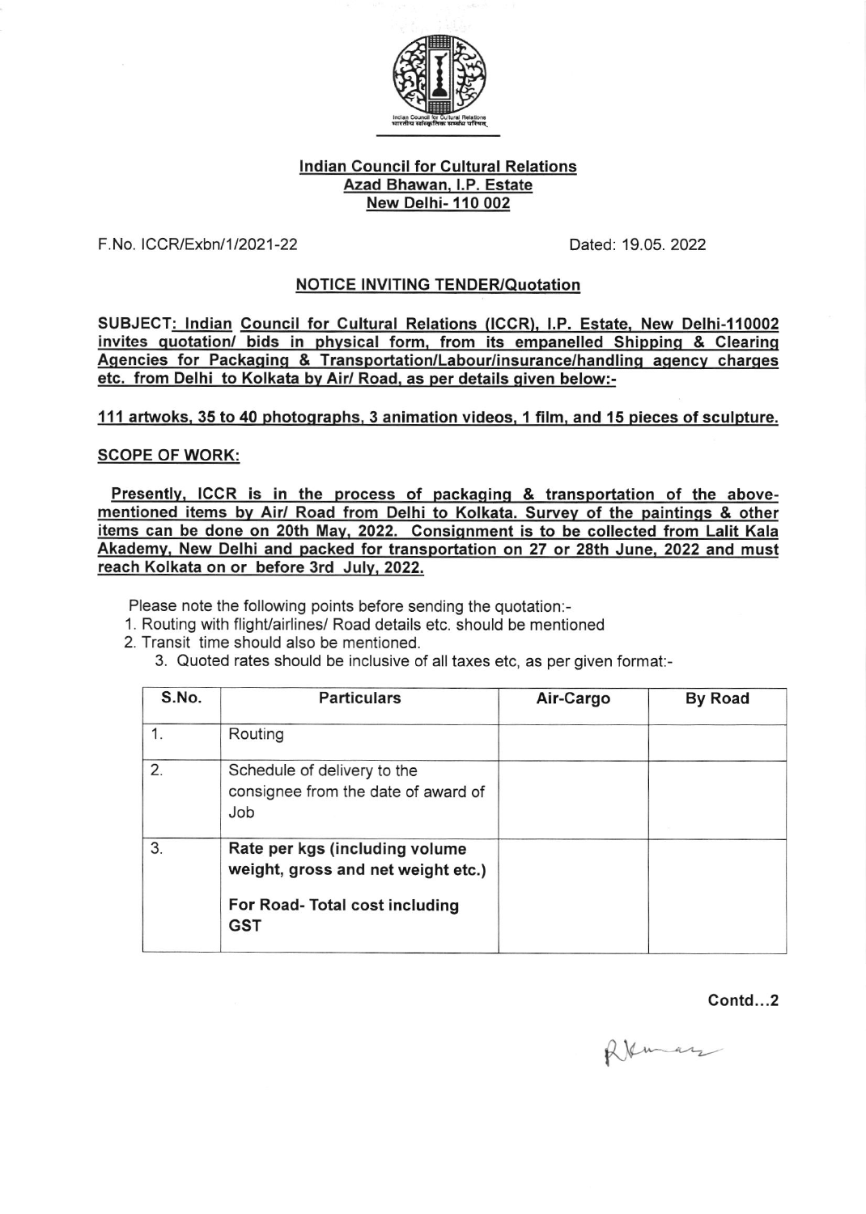**Indian Council for Cultural Relations**
**Azad Bhawan, I.P. Estate**
**New Delhi- 110 002**

F.No. ICCR/Exbn/1/2021-22 Dated: 19.05. 2022

## NOTICE INVITING TENDER/Quotation

**SUBJECT: Indian Council for Cultural Relations (ICCR), I.P. Estate, New Delhi-110002 invites quotation/ bids in physical form, from its empanelled Shipping & Clearing Agencies for Packaging & Transportation/Labour/insurance/handling agency charges etc. from Delhi to Kolkata by Air/ Road, as per details given below:-**

**111 artwoks, 35 to 40 photographs, 3 animation videos, 1 film, and 15 pieces of sculpture.**

**SCOPE OF WORK:**

**Presently, ICCR is in the process of packaging & transportation of the above-mentioned items by Air/ Road from Delhi to Kolkata. Survey of the paintings & other items can be done on 20th May, 2022. Consignment is to be collected from Lalit Kala Akademy, New Delhi and packed for transportation on 27 or 28th June, 2022 and must reach Kolkata on or before 3rd July, 2022.**

Please note the following points before sending the quotation:-

1. Routing with flight/airlines/ Road details etc. should be mentioned
2. Transit time should also be mentioned.
3. Quoted rates should be inclusive of all taxes etc, as per given format:-

| S.No. | Particulars | Air-Cargo | By Road |
|---|---|---|---|
| 1. | Routing | | |
| 2. | Schedule of delivery to the consignee from the date of award of Job | | |
| 3. | **Rate per kgs (including volume weight, gross and net weight etc.)** **For Road- Total cost including GST** | | |

**Contd...2**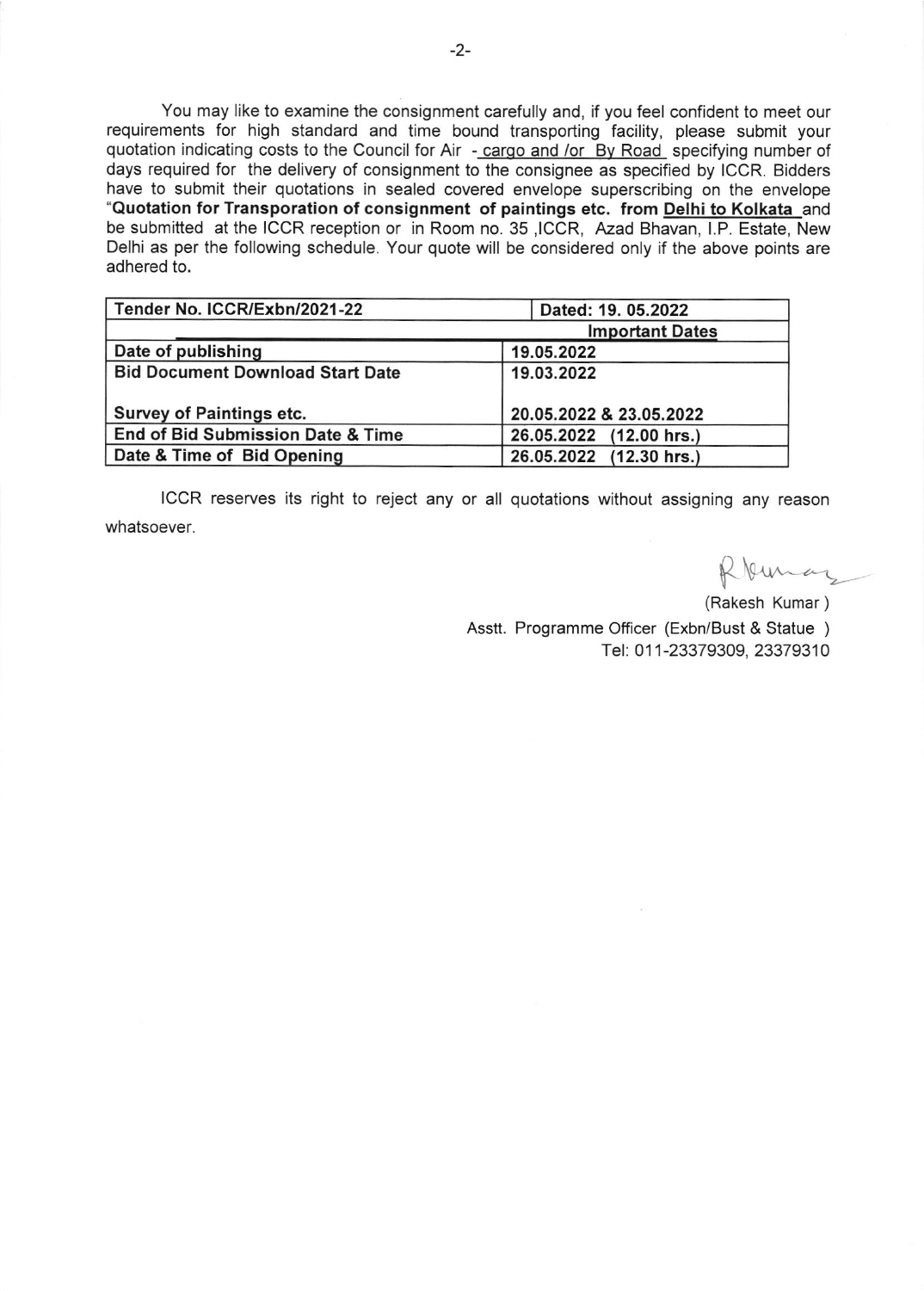You may like to examine the consignment carefully and, if you feel confident to meet our requirements for high standard and time bound transporting facility, please submit your quotation indicating costs to the Council for Air - cargo and /or By Road specifying number of days required for the delivery of consignment to the consignee as specified by ICCR. Bidders have to submit their quotations in sealed covered envelope superscribing on the envelope "**Quotation for Transporation of consignment of paintings etc. from Delhi to Kolkata** and be submitted at the ICCR reception or in Room no. 35 ,ICCR, Azad Bhavan, I.P. Estate, New Delhi as per the following schedule. Your quote will be considered only if the above points are adhered to.

| **Tender No. ICCR/Exbn/2021-22** | **Dated: 19. 05.2022** |
|---|---|
| | **Important Dates** |
| **Date of publishing** | **19.05.2022** |
| **Bid Document Download Start Date** | **19.03.2022** |
| **Survey of Paintings etc.** | **20.05.2022 & 23.05.2022** |
| **End of Bid Submission Date & Time** | **26.05.2022 (12.00 hrs.)** |
| **Date & Time of Bid Opening** | **26.05.2022 (12.30 hrs.)** |

ICCR reserves its right to reject any or all quotations without assigning any reason whatsoever.

(Rakesh Kumar)
Asstt. Programme Officer (Exbn/Bust & Statue )
Tel: 011-23379309, 23379310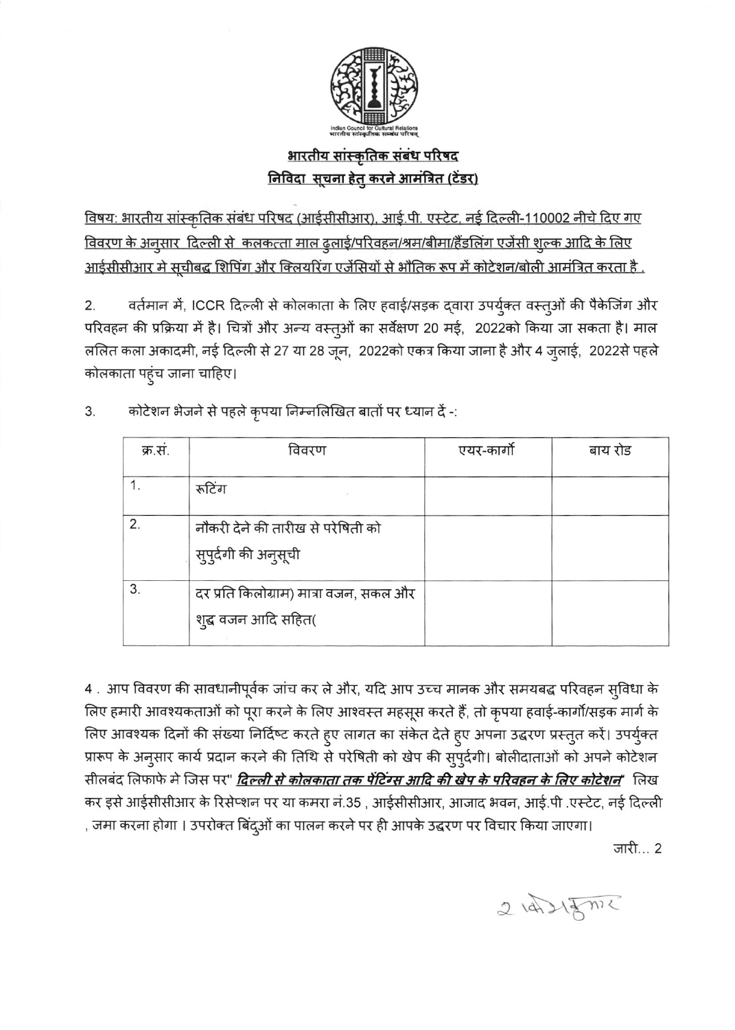Indian Council for Cultural Relations
भारतीय सांस्कृतिक सम्बन्ध परिषद्

## भारतीय सांस्कृतिक संबंध परिषद

## निविदा सूचना हेतु करने आमंत्रित (टेंडर)

विषय: भारतीय सांस्कृतिक संबंध परिषद (आईसीसीआर), आई.पी. एस्टेट, नई दिल्ली-110002 नीचे दिए गए विवरण के अनुसार दिल्ली से कलकत्ता माल ढुलाई/परिवहन/श्रम/बीमा/हैंडलिंग एजेंसी शुल्क आदि के लिए आईसीसीआर मे सूचीबद्ध शिपिंग और क्लियरिंग एजेंसियों से भौतिक रूप में कोटेशन/बोली आमंत्रित करता है .

2. वर्तमान में, ICCR दिल्ली से कोलकाता के लिए हवाई/सड़क द्वारा उपर्युक्त वस्तुओं की पैकेजिंग और परिवहन की प्रक्रिया में है। चित्रों और अन्य वस्तुओं का सर्वेक्षण 20 मई, 2022को किया जा सकता है। माल ललित कला अकादमी, नई दिल्ली से 27 या 28 जून, 2022को एकत्र किया जाना है और 4 जुलाई, 2022से पहले कोलकाता पहुंच जाना चाहिए।

3. कोटेशन भेजने से पहले कृपया निम्नलिखित बातों पर ध्यान दें -:

| क्र.सं. | विवरण | एयर-कार्गो | बाय रोड |
|---|---|---|---|
| 1. | रूटिंग | | |
| 2. | नौकरी देने की तारीख से परेषिती को सुपुर्दगी की अनुसूची | | |
| 3. | दर प्रति किलोग्राम) मात्रा वजन, सकल और शुद्ध वजन आदि सहित( | | |

4 . आप विवरण की सावधानीपूर्वक जांच कर ले और, यदि आप उच्च मानक और समयबद्ध परिवहन सुविधा के लिए हमारी आवश्यकताओं को पूरा करने के लिए आश्वस्त महसूस करते हैं, तो कृपया हवाई-कार्गो/सड़क मार्ग के लिए आवश्यक दिनों की संख्या निर्दिष्ट करते हुए लागत का संकेत देते हुए अपना उद्धरण प्रस्तुत करें। उपर्युक्त प्रारूप के अनुसार कार्य प्रदान करने की तिथि से परेषिती को खेप की सुपुर्दगी। बोलीदाताओं को अपने कोटेशन सीलबंद लिफाफे मे जिस पर" ***दिल्ली से कोलकाता तक पेंटिंग्स आदि की खेप के परिवहन के लिए कोटेशन***" लिख कर इसे आईसीसीआर के रिसेप्शन पर या कमरा नं.35 , आईसीसीआर, आजाद भवन, आई.पी .एस्टेट, नई दिल्ली , जमा करना होगा । उपरोक्त बिंदुओं का पालन करने पर ही आपके उद्धरण पर विचार किया जाएगा।

जारी... 2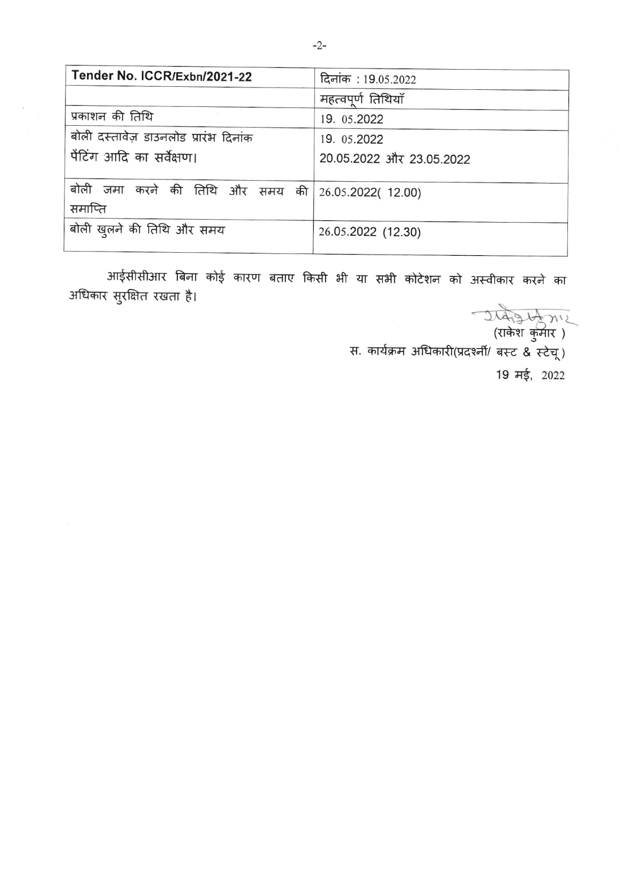| Tender No. ICCR/Exbn/2021-22 | दिनांक : 19.05.2022 |
|---|---|
| | महत्वपूर्ण तिथियाँ |
| प्रकाशन की तिथि | 19. 05.2022 |
| बोली दस्तावेज़ डाउनलोड प्रारंभ दिनांक<br>पेंटिंग आदि का सर्वेक्षण। | 19. 05.2022<br>20.05.2022 और 23.05.2022 |
| बोली जमा करने की तिथि और समय की समाप्ति | 26.05.2022( 12.00) |
| बोली खुलने की तिथि और समय | 26.05.2022 (12.30) |

आईसीसीआर बिना कोई कारण बताए किसी भी या सभी कोटेशन को अस्वीकार करने का अधिकार सुरक्षित रखता है।

(राकेश कुमार )
स. कार्यक्रम अधिकारी(प्रदर्शनी/ बस्ट & स्टेचू)
19 मई, 2022